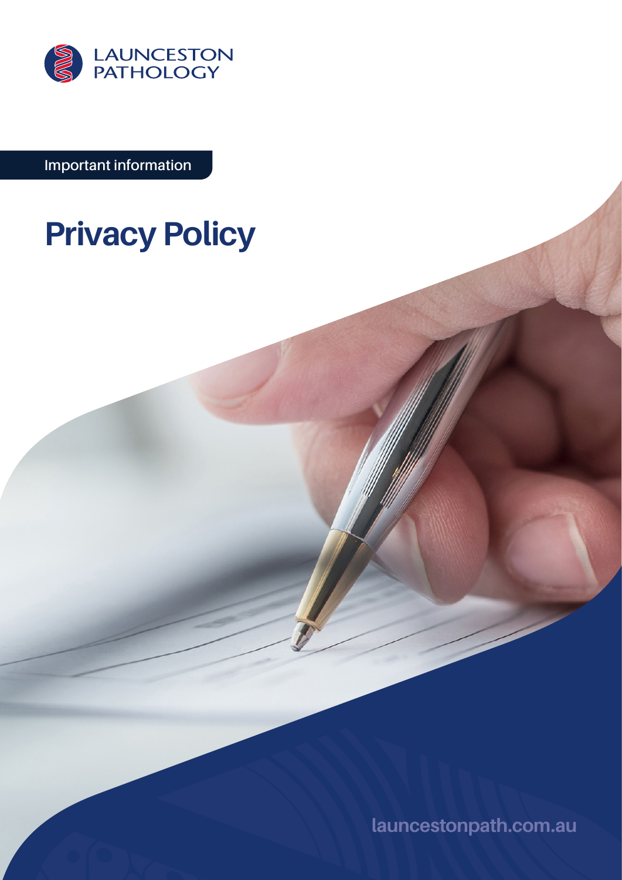LAUNCESTON PATHOLOGY

Important information

# Privacy Policy

launcestonpath.com.au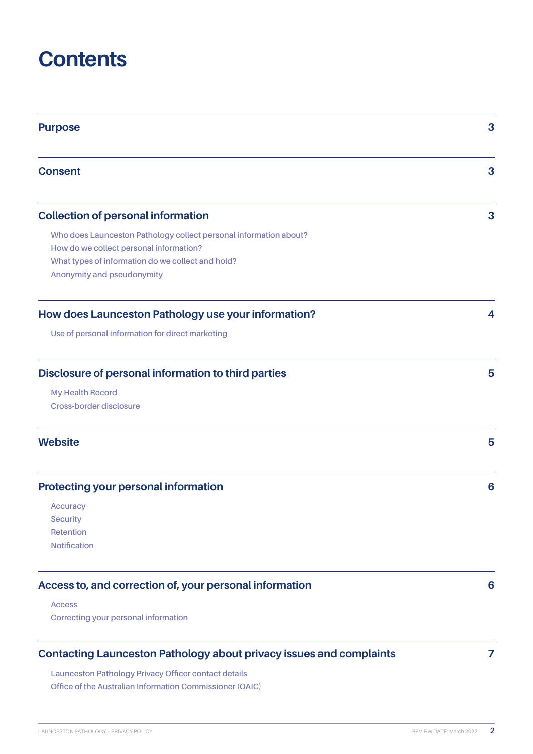# Contents

| | |
|---|---|
| **Purpose** | **3** |
| **Consent** | **3** |
| **Collection of personal information** | **3** |
| Who does Launceston Pathology collect personal information about? | |
| How do we collect personal information? | |
| What types of information do we collect and hold? | |
| Anonymity and pseudonymity | |
| **How does Launceston Pathology use your information?** | **4** |
| Use of personal information for direct marketing | |
| **Disclosure of personal information to third parties** | **5** |
| My Health Record | |
| Cross-border disclosure | |
| **Website** | **5** |
| **Protecting your personal information** | **6** |
| Accuracy | |
| Security | |
| Retention | |
| Notification | |
| **Access to, and correction of, your personal information** | **6** |
| Access | |
| Correcting your personal information | |
| **Contacting Launceston Pathology about privacy issues and complaints** | **7** |
| Launceston Pathology Privacy Officer contact details | |
| Office of the Australian Information Commissioner (OAIC) | |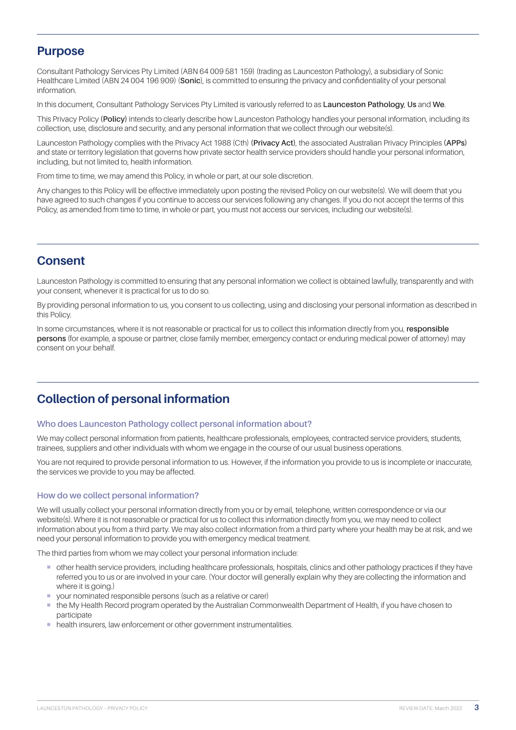## Purpose

Consultant Pathology Services Pty Limited (ABN 64 009 581 159) (trading as Launceston Pathology), a subsidiary of Sonic Healthcare Limited (ABN 24 004 196 909) (**Sonic**), is committed to ensuring the privacy and confidentiality of your personal information.

In this document, Consultant Pathology Services Pty Limited is variously referred to as **Launceston Pathology**, **Us** and **We**.

This Privacy Policy (**Policy**) intends to clearly describe how Launceston Pathology handles your personal information, including its collection, use, disclosure and security, and any personal information that we collect through our website(s).

Launceston Pathology complies with the Privacy Act 1988 (Cth) (**Privacy Act**), the associated Australian Privacy Principles (**APPs**) and state or territory legislation that governs how private sector health service providers should handle your personal information, including, but not limited to, health information.

From time to time, we may amend this Policy, in whole or part, at our sole discretion.

Any changes to this Policy will be effective immediately upon posting the revised Policy on our website(s). We will deem that you have agreed to such changes if you continue to access our services following any changes. If you do not accept the terms of this Policy, as amended from time to time, in whole or part, you must not access our services, including our website(s).

## Consent

Launceston Pathology is committed to ensuring that any personal information we collect is obtained lawfully, transparently and with your consent, whenever it is practical for us to do so.

By providing personal information to us, you consent to us collecting, using and disclosing your personal information as described in this Policy.

In some circumstances, where it is not reasonable or practical for us to collect this information directly from you, **responsible persons** (for example, a spouse or partner, close family member, emergency contact or enduring medical power of attorney) may consent on your behalf.

## Collection of personal information

### Who does Launceston Pathology collect personal information about?

We may collect personal information from patients, healthcare professionals, employees, contracted service providers, students, trainees, suppliers and other individuals with whom we engage in the course of our usual business operations.

You are not required to provide personal information to us. However, if the information you provide to us is incomplete or inaccurate, the services we provide to you may be affected.

### How do we collect personal information?

We will usually collect your personal information directly from you or by email, telephone, written correspondence or via our website(s). Where it is not reasonable or practical for us to collect this information directly from you, we may need to collect information about you from a third party. We may also collect information from a third party where your health may be at risk, and we need your personal information to provide you with emergency medical treatment.

The third parties from whom we may collect your personal information include:

- other health service providers, including healthcare professionals, hospitals, clinics and other pathology practices if they have referred you to us or are involved in your care. (Your doctor will generally explain why they are collecting the information and where it is going.)
- your nominated responsible persons (such as a relative or carer)
- the My Health Record program operated by the Australian Commonwealth Department of Health, if you have chosen to participate
- health insurers, law enforcement or other government instrumentalities.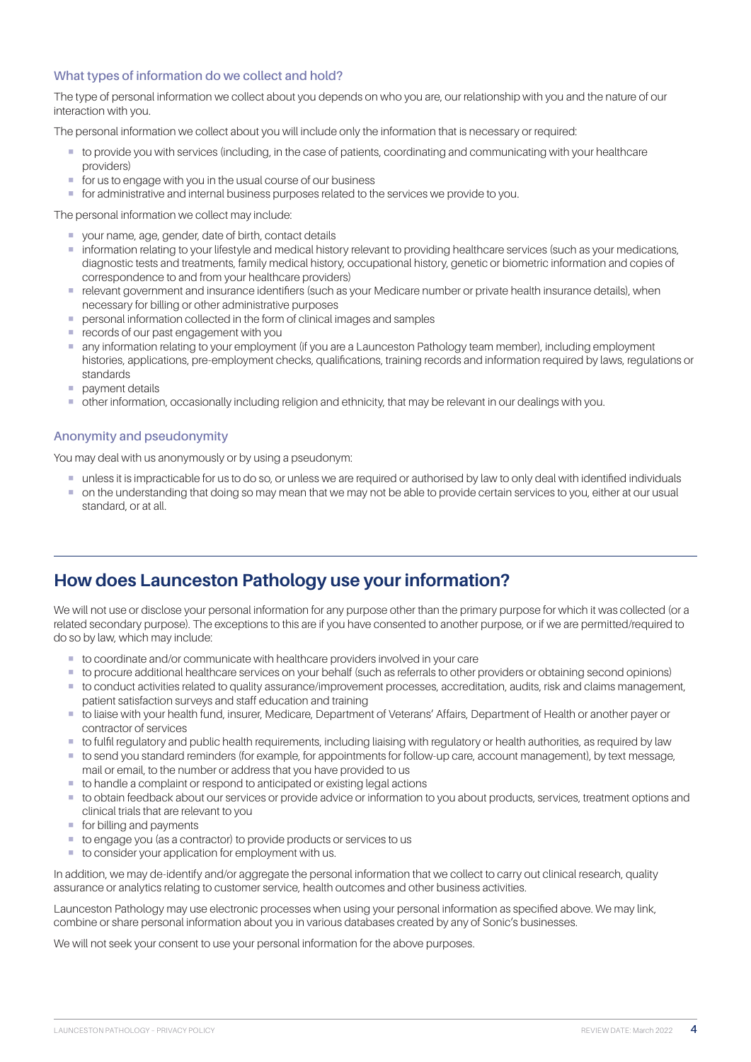### What types of information do we collect and hold?

The type of personal information we collect about you depends on who you are, our relationship with you and the nature of our interaction with you.

The personal information we collect about you will include only the information that is necessary or required:

- to provide you with services (including, in the case of patients, coordinating and communicating with your healthcare providers)
- for us to engage with you in the usual course of our business
- for administrative and internal business purposes related to the services we provide to you.

The personal information we collect may include:

- your name, age, gender, date of birth, contact details
- information relating to your lifestyle and medical history relevant to providing healthcare services (such as your medications, diagnostic tests and treatments, family medical history, occupational history, genetic or biometric information and copies of correspondence to and from your healthcare providers)
- relevant government and insurance identifiers (such as your Medicare number or private health insurance details), when necessary for billing or other administrative purposes
- personal information collected in the form of clinical images and samples
- records of our past engagement with you
- any information relating to your employment (if you are a Launceston Pathology team member), including employment histories, applications, pre-employment checks, qualifications, training records and information required by laws, regulations or standards
- payment details
- other information, occasionally including religion and ethnicity, that may be relevant in our dealings with you.

### Anonymity and pseudonymity

You may deal with us anonymously or by using a pseudonym:

- unless it is impracticable for us to do so, or unless we are required or authorised by law to only deal with identified individuals
- on the understanding that doing so may mean that we may not be able to provide certain services to you, either at our usual standard, or at all.

## How does Launceston Pathology use your information?

We will not use or disclose your personal information for any purpose other than the primary purpose for which it was collected (or a related secondary purpose). The exceptions to this are if you have consented to another purpose, or if we are permitted/required to do so by law, which may include:

- to coordinate and/or communicate with healthcare providers involved in your care
- to procure additional healthcare services on your behalf (such as referrals to other providers or obtaining second opinions)
- to conduct activities related to quality assurance/improvement processes, accreditation, audits, risk and claims management, patient satisfaction surveys and staff education and training
- to liaise with your health fund, insurer, Medicare, Department of Veterans' Affairs, Department of Health or another payer or contractor of services
- to fulfil regulatory and public health requirements, including liaising with regulatory or health authorities, as required by law
- to send you standard reminders (for example, for appointments for follow-up care, account management), by text message, mail or email, to the number or address that you have provided to us
- to handle a complaint or respond to anticipated or existing legal actions
- to obtain feedback about our services or provide advice or information to you about products, services, treatment options and clinical trials that are relevant to you
- for billing and payments
- to engage you (as a contractor) to provide products or services to us
- to consider your application for employment with us.

In addition, we may de-identify and/or aggregate the personal information that we collect to carry out clinical research, quality assurance or analytics relating to customer service, health outcomes and other business activities.

Launceston Pathology may use electronic processes when using your personal information as specified above. We may link, combine or share personal information about you in various databases created by any of Sonic's businesses.

We will not seek your consent to use your personal information for the above purposes.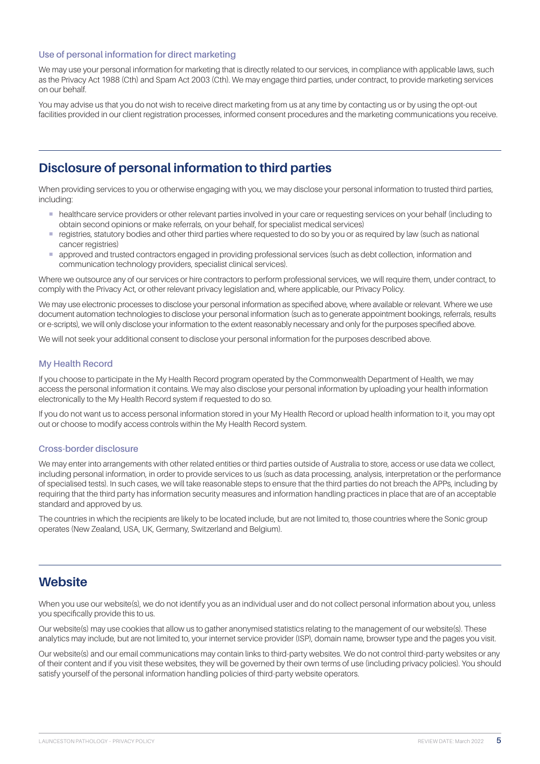### Use of personal information for direct marketing

We may use your personal information for marketing that is directly related to our services, in compliance with applicable laws, such as the Privacy Act 1988 (Cth) and Spam Act 2003 (Cth). We may engage third parties, under contract, to provide marketing services on our behalf.

You may advise us that you do not wish to receive direct marketing from us at any time by contacting us or by using the opt-out facilities provided in our client registration processes, informed consent procedures and the marketing communications you receive.

## Disclosure of personal information to third parties

When providing services to you or otherwise engaging with you, we may disclose your personal information to trusted third parties, including:

- healthcare service providers or other relevant parties involved in your care or requesting services on your behalf (including to obtain second opinions or make referrals, on your behalf, for specialist medical services)
- registries, statutory bodies and other third parties where requested to do so by you or as required by law (such as national cancer registries)
- approved and trusted contractors engaged in providing professional services (such as debt collection, information and communication technology providers, specialist clinical services).

Where we outsource any of our services or hire contractors to perform professional services, we will require them, under contract, to comply with the Privacy Act, or other relevant privacy legislation and, where applicable, our Privacy Policy.

We may use electronic processes to disclose your personal information as specified above, where available or relevant. Where we use document automation technologies to disclose your personal information (such as to generate appointment bookings, referrals, results or e-scripts), we will only disclose your information to the extent reasonably necessary and only for the purposes specified above.

We will not seek your additional consent to disclose your personal information for the purposes described above.

### My Health Record

If you choose to participate in the My Health Record program operated by the Commonwealth Department of Health, we may access the personal information it contains. We may also disclose your personal information by uploading your health information electronically to the My Health Record system if requested to do so.

If you do not want us to access personal information stored in your My Health Record or upload health information to it, you may opt out or choose to modify access controls within the My Health Record system.

### Cross-border disclosure

We may enter into arrangements with other related entities or third parties outside of Australia to store, access or use data we collect, including personal information, in order to provide services to us (such as data processing, analysis, interpretation or the performance of specialised tests). In such cases, we will take reasonable steps to ensure that the third parties do not breach the APPs, including by requiring that the third party has information security measures and information handling practices in place that are of an acceptable standard and approved by us.

The countries in which the recipients are likely to be located include, but are not limited to, those countries where the Sonic group operates (New Zealand, USA, UK, Germany, Switzerland and Belgium).

## Website

When you use our website(s), we do not identify you as an individual user and do not collect personal information about you, unless you specifically provide this to us.

Our website(s) may use cookies that allow us to gather anonymised statistics relating to the management of our website(s). These analytics may include, but are not limited to, your internet service provider (ISP), domain name, browser type and the pages you visit.

Our website(s) and our email communications may contain links to third-party websites. We do not control third-party websites or any of their content and if you visit these websites, they will be governed by their own terms of use (including privacy policies). You should satisfy yourself of the personal information handling policies of third-party website operators.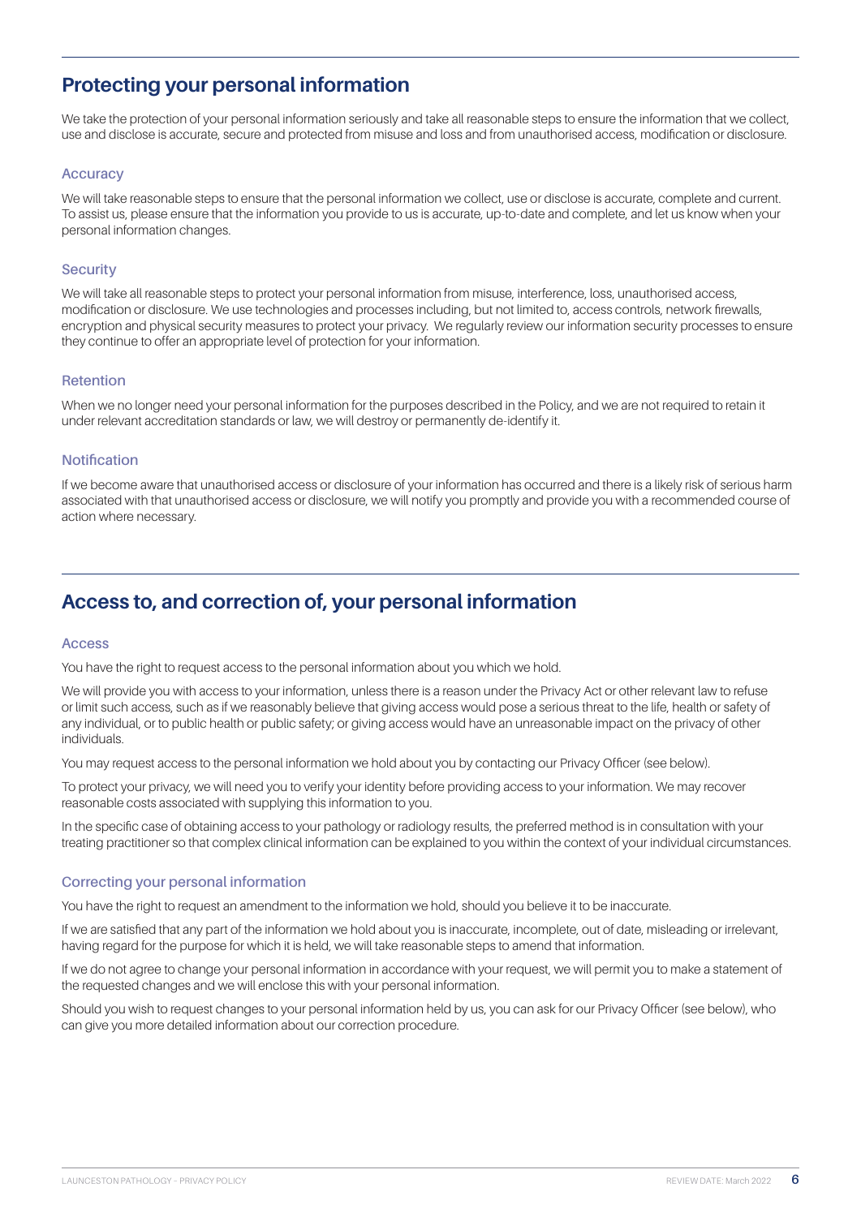## Protecting your personal information

We take the protection of your personal information seriously and take all reasonable steps to ensure the information that we collect, use and disclose is accurate, secure and protected from misuse and loss and from unauthorised access, modification or disclosure.

### Accuracy

We will take reasonable steps to ensure that the personal information we collect, use or disclose is accurate, complete and current. To assist us, please ensure that the information you provide to us is accurate, up-to-date and complete, and let us know when your personal information changes.

### Security

We will take all reasonable steps to protect your personal information from misuse, interference, loss, unauthorised access, modification or disclosure. We use technologies and processes including, but not limited to, access controls, network firewalls, encryption and physical security measures to protect your privacy. We regularly review our information security processes to ensure they continue to offer an appropriate level of protection for your information.

### Retention

When we no longer need your personal information for the purposes described in the Policy, and we are not required to retain it under relevant accreditation standards or law, we will destroy or permanently de-identify it.

### Notification

If we become aware that unauthorised access or disclosure of your information has occurred and there is a likely risk of serious harm associated with that unauthorised access or disclosure, we will notify you promptly and provide you with a recommended course of action where necessary.

## Access to, and correction of, your personal information

### Access

You have the right to request access to the personal information about you which we hold.

We will provide you with access to your information, unless there is a reason under the Privacy Act or other relevant law to refuse or limit such access, such as if we reasonably believe that giving access would pose a serious threat to the life, health or safety of any individual, or to public health or public safety; or giving access would have an unreasonable impact on the privacy of other individuals.

You may request access to the personal information we hold about you by contacting our Privacy Officer (see below).

To protect your privacy, we will need you to verify your identity before providing access to your information. We may recover reasonable costs associated with supplying this information to you.

In the specific case of obtaining access to your pathology or radiology results, the preferred method is in consultation with your treating practitioner so that complex clinical information can be explained to you within the context of your individual circumstances.

### Correcting your personal information

You have the right to request an amendment to the information we hold, should you believe it to be inaccurate.

If we are satisfied that any part of the information we hold about you is inaccurate, incomplete, out of date, misleading or irrelevant, having regard for the purpose for which it is held, we will take reasonable steps to amend that information.

If we do not agree to change your personal information in accordance with your request, we will permit you to make a statement of the requested changes and we will enclose this with your personal information.

Should you wish to request changes to your personal information held by us, you can ask for our Privacy Officer (see below), who can give you more detailed information about our correction procedure.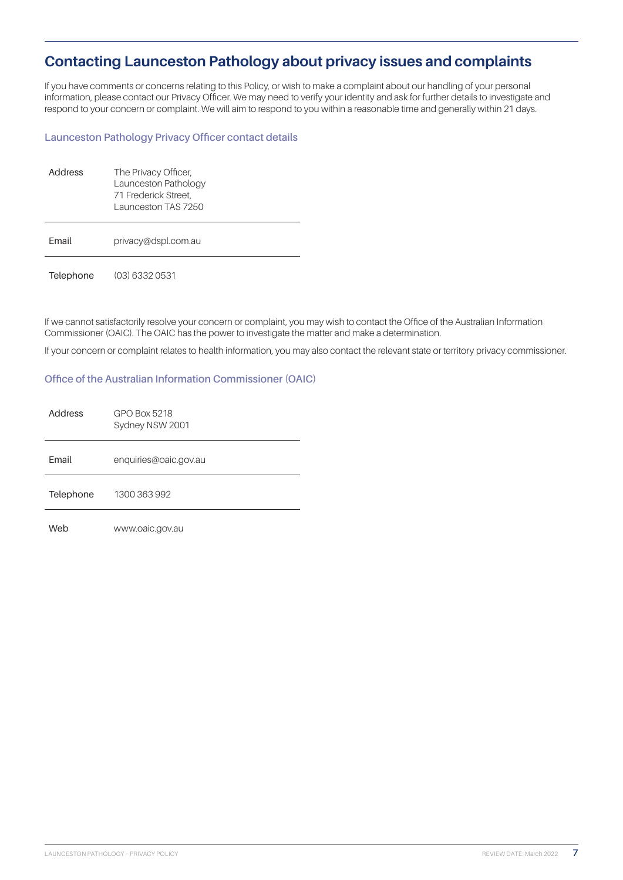## Contacting Launceston Pathology about privacy issues and complaints

If you have comments or concerns relating to this Policy, or wish to make a complaint about our handling of your personal information, please contact our Privacy Officer. We may need to verify your identity and ask for further details to investigate and respond to your concern or complaint. We will aim to respond to you within a reasonable time and generally within 21 days.

### Launceston Pathology Privacy Officer contact details

| | |
|---|---|
| Address | The Privacy Officer, Launceston Pathology 71 Frederick Street, Launceston TAS 7250 |
| Email | privacy@dspl.com.au |
| Telephone | (03) 6332 0531 |

If we cannot satisfactorily resolve your concern or complaint, you may wish to contact the Office of the Australian Information Commissioner (OAIC). The OAIC has the power to investigate the matter and make a determination.

If your concern or complaint relates to health information, you may also contact the relevant state or territory privacy commissioner.

### Office of the Australian Information Commissioner (OAIC)

| | |
|---|---|
| Address | GPO Box 5218 Sydney NSW 2001 |
| Email | enquiries@oaic.gov.au |
| Telephone | 1300 363 992 |
| Web | www.oaic.gov.au |